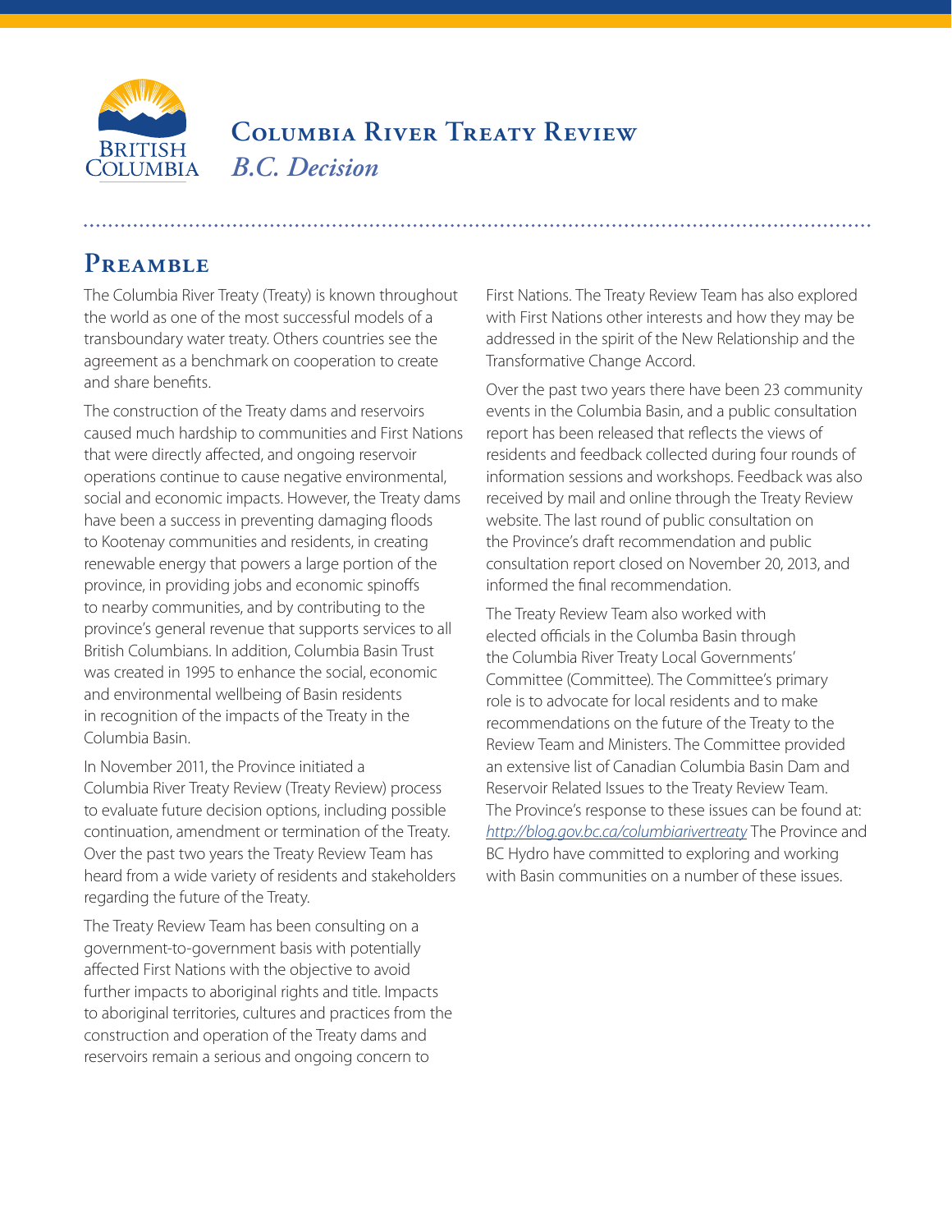# Columbia River Treaty Review

## *B.C. Decision*

## Preamble

The Columbia River Treaty (Treaty) is known throughout the world as one of the most successful models of a transboundary water treaty. Others countries see the agreement as a benchmark on cooperation to create and share benefits.

The construction of the Treaty dams and reservoirs caused much hardship to communities and First Nations that were directly affected, and ongoing reservoir operations continue to cause negative environmental, social and economic impacts. However, the Treaty dams have been a success in preventing damaging floods to Kootenay communities and residents, in creating renewable energy that powers a large portion of the province, in providing jobs and economic spinoffs to nearby communities, and by contributing to the province's general revenue that supports services to all British Columbians. In addition, Columbia Basin Trust was created in 1995 to enhance the social, economic and environmental wellbeing of Basin residents in recognition of the impacts of the Treaty in the Columbia Basin.

In November 2011, the Province initiated a Columbia River Treaty Review (Treaty Review) process to evaluate future decision options, including possible continuation, amendment or termination of the Treaty. Over the past two years the Treaty Review Team has heard from a wide variety of residents and stakeholders regarding the future of the Treaty.

The Treaty Review Team has been consulting on a government-to-government basis with potentially affected First Nations with the objective to avoid further impacts to aboriginal rights and title. Impacts to aboriginal territories, cultures and practices from the construction and operation of the Treaty dams and reservoirs remain a serious and ongoing concern to First Nations. The Treaty Review Team has also explored with First Nations other interests and how they may be addressed in the spirit of the New Relationship and the Transformative Change Accord.

Over the past two years there have been 23 community events in the Columbia Basin, and a public consultation report has been released that reflects the views of residents and feedback collected during four rounds of information sessions and workshops. Feedback was also received by mail and online through the Treaty Review website. The last round of public consultation on the Province's draft recommendation and public consultation report closed on November 20, 2013, and informed the final recommendation.

The Treaty Review Team also worked with elected officials in the Columba Basin through the Columbia River Treaty Local Governments' Committee (Committee). The Committee's primary role is to advocate for local residents and to make recommendations on the future of the Treaty to the Review Team and Ministers. The Committee provided an extensive list of Canadian Columbia Basin Dam and Reservoir Related Issues to the Treaty Review Team. The Province's response to these issues can be found at: *http://blog.gov.bc.ca/columbiarivertreaty* The Province and BC Hydro have committed to exploring and working with Basin communities on a number of these issues.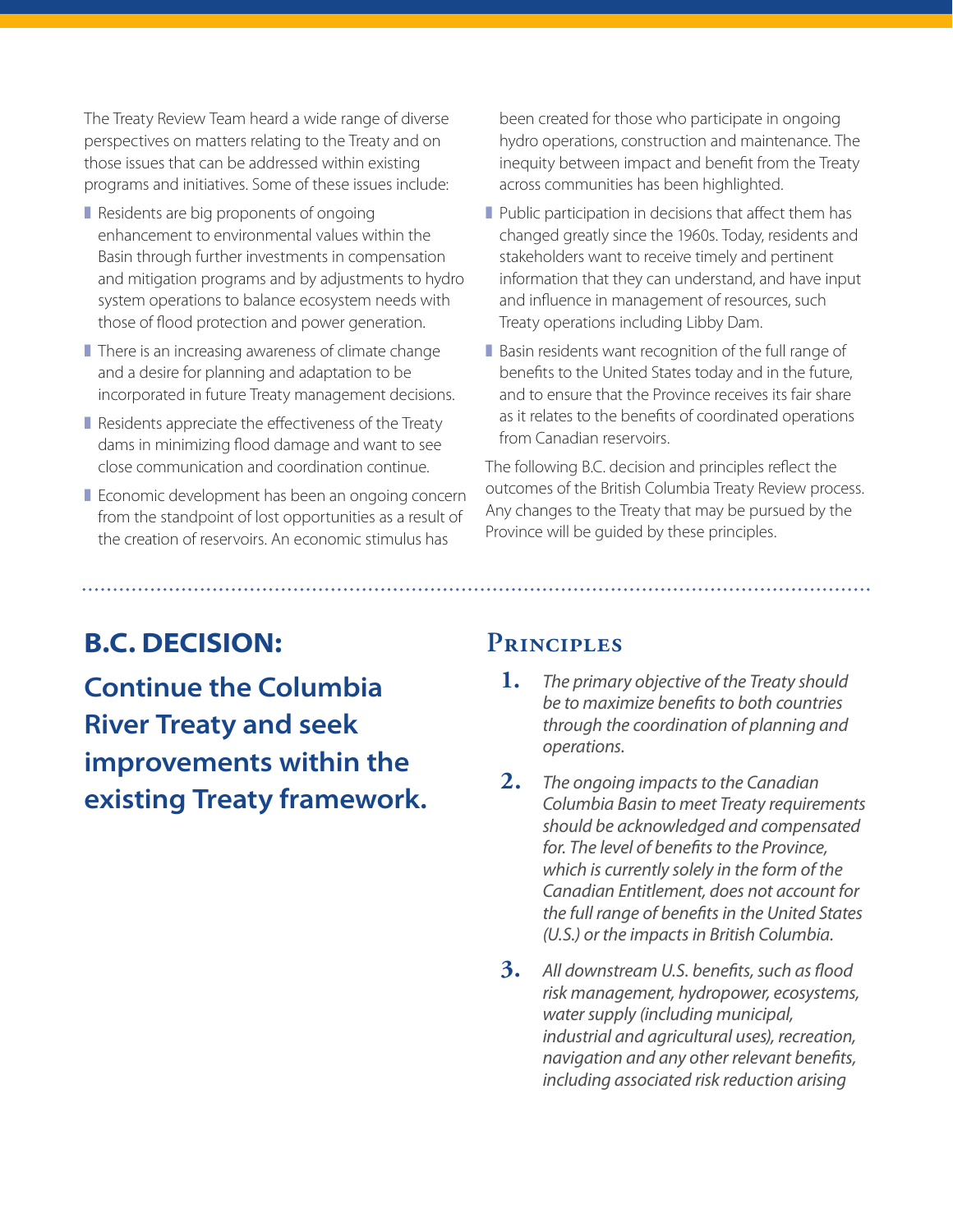The Treaty Review Team heard a wide range of diverse perspectives on matters relating to the Treaty and on those issues that can be addressed within existing programs and initiatives. Some of these issues include:

- Residents are big proponents of ongoing enhancement to environmental values within the Basin through further investments in compensation and mitigation programs and by adjustments to hydro system operations to balance ecosystem needs with those of flood protection and power generation.
- There is an increasing awareness of climate change and a desire for planning and adaptation to be incorporated in future Treaty management decisions.
- Residents appreciate the effectiveness of the Treaty dams in minimizing flood damage and want to see close communication and coordination continue.
- Economic development has been an ongoing concern from the standpoint of lost opportunities as a result of the creation of reservoirs. An economic stimulus has been created for those who participate in ongoing hydro operations, construction and maintenance. The inequity between impact and benefit from the Treaty across communities has been highlighted.
- Public participation in decisions that affect them has changed greatly since the 1960s. Today, residents and stakeholders want to receive timely and pertinent information that they can understand, and have input and influence in management of resources, such Treaty operations including Libby Dam.
- Basin residents want recognition of the full range of benefits to the United States today and in the future, and to ensure that the Province receives its fair share as it relates to the benefits of coordinated operations from Canadian reservoirs.

The following B.C. decision and principles reflect the outcomes of the British Columbia Treaty Review process. Any changes to the Treaty that may be pursued by the Province will be guided by these principles.

## B.C. DECISION:

## Continue the Columbia River Treaty and seek improvements within the existing Treaty framework.

## Principles

1. *The primary objective of the Treaty should be to maximize benefits to both countries through the coordination of planning and operations.*
2. *The ongoing impacts to the Canadian Columbia Basin to meet Treaty requirements should be acknowledged and compensated for. The level of benefits to the Province, which is currently solely in the form of the Canadian Entitlement, does not account for the full range of benefits in the United States (U.S.) or the impacts in British Columbia.*
3. *All downstream U.S. benefits, such as flood risk management, hydropower, ecosystems, water supply (including municipal, industrial and agricultural uses), recreation, navigation and any other relevant benefits, including associated risk reduction arising*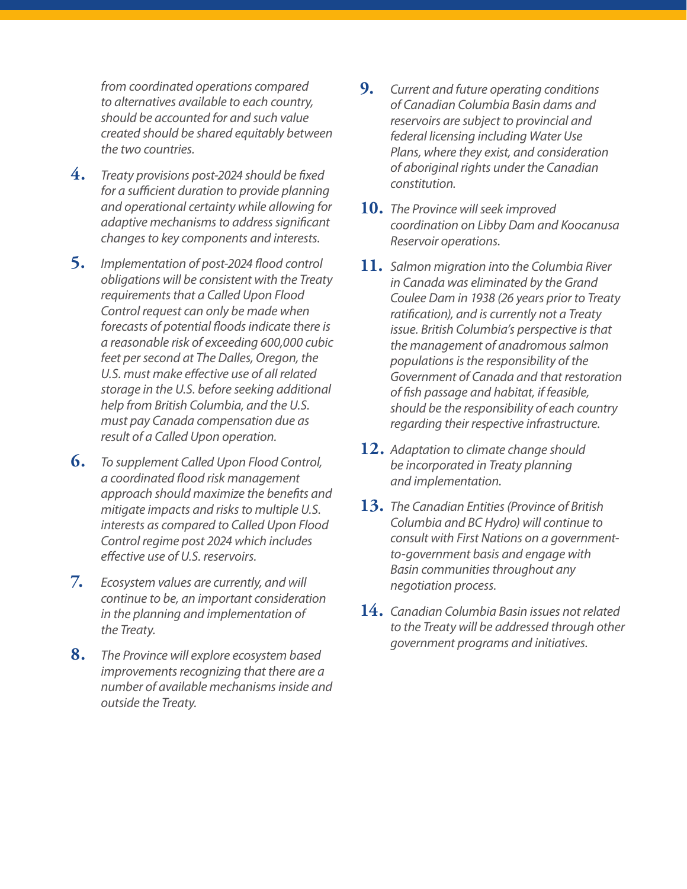*from coordinated operations compared to alternatives available to each country, should be accounted for and such value created should be shared equitably between the two countries.*

4. *Treaty provisions post-2024 should be fixed for a sufficient duration to provide planning and operational certainty while allowing for adaptive mechanisms to address significant changes to key components and interests.*

5. *Implementation of post-2024 flood control obligations will be consistent with the Treaty requirements that a Called Upon Flood Control request can only be made when forecasts of potential floods indicate there is a reasonable risk of exceeding 600,000 cubic feet per second at The Dalles, Oregon, the U.S. must make effective use of all related storage in the U.S. before seeking additional help from British Columbia, and the U.S. must pay Canada compensation due as result of a Called Upon operation.*

6. *To supplement Called Upon Flood Control, a coordinated flood risk management approach should maximize the benefits and mitigate impacts and risks to multiple U.S. interests as compared to Called Upon Flood Control regime post 2024 which includes effective use of U.S. reservoirs.*

7. *Ecosystem values are currently, and will continue to be, an important consideration in the planning and implementation of the Treaty.*

8. *The Province will explore ecosystem based improvements recognizing that there are a number of available mechanisms inside and outside the Treaty.*

9. *Current and future operating conditions of Canadian Columbia Basin dams and reservoirs are subject to provincial and federal licensing including Water Use Plans, where they exist, and consideration of aboriginal rights under the Canadian constitution.*

10. *The Province will seek improved coordination on Libby Dam and Koocanusa Reservoir operations.*

11. *Salmon migration into the Columbia River in Canada was eliminated by the Grand Coulee Dam in 1938 (26 years prior to Treaty ratification), and is currently not a Treaty issue. British Columbia's perspective is that the management of anadromous salmon populations is the responsibility of the Government of Canada and that restoration of fish passage and habitat, if feasible, should be the responsibility of each country regarding their respective infrastructure.*

12. *Adaptation to climate change should be incorporated in Treaty planning and implementation.*

13. *The Canadian Entities (Province of British Columbia and BC Hydro) will continue to consult with First Nations on a government-to-government basis and engage with Basin communities throughout any negotiation process.*

14. *Canadian Columbia Basin issues not related to the Treaty will be addressed through other government programs and initiatives.*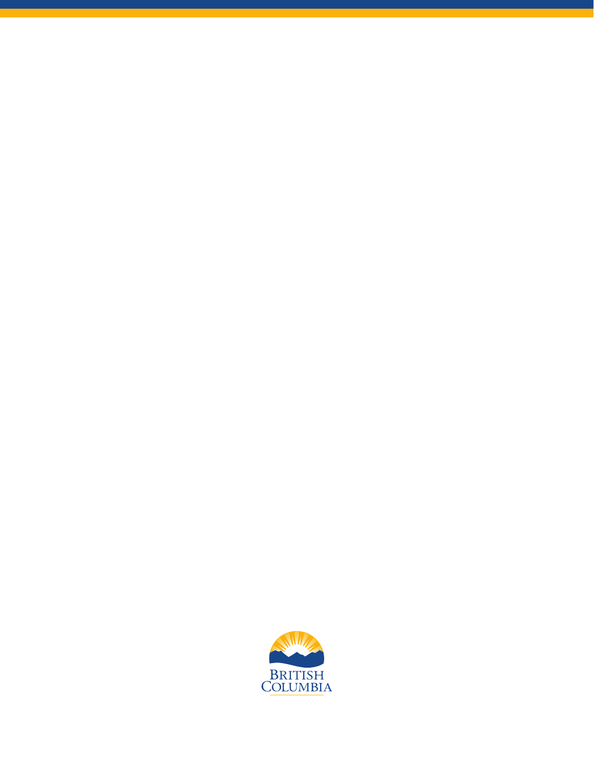BRITISH
COLUMBIA